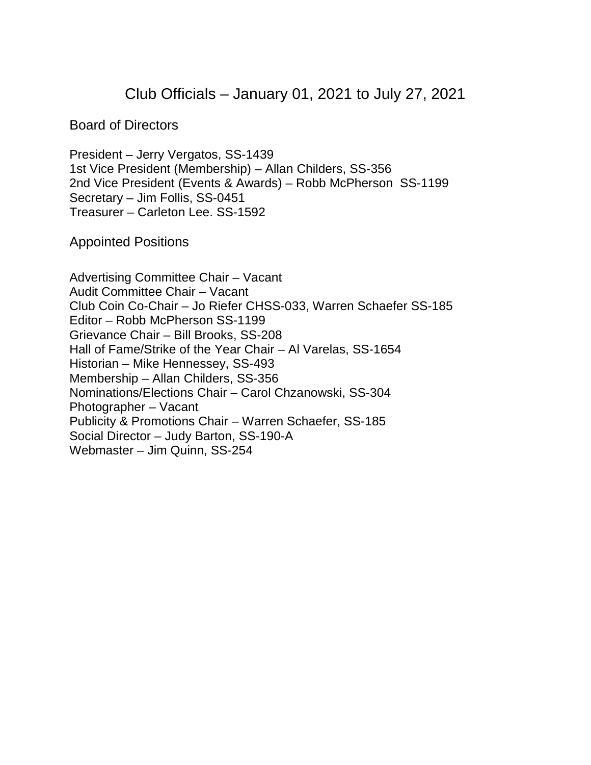# Club Officials – January 01, 2021 to July 27, 2021

## Board of Directors

President – Jerry Vergatos, SS-1439
1st Vice President (Membership) – Allan Childers, SS-356
2nd Vice President (Events & Awards) – Robb McPherson SS-1199
Secretary – Jim Follis, SS-0451
Treasurer – Carleton Lee. SS-1592

## Appointed Positions

Advertising Committee Chair – Vacant
Audit Committee Chair – Vacant
Club Coin Co-Chair – Jo Riefer CHSS-033, Warren Schaefer SS-185
Editor – Robb McPherson SS-1199
Grievance Chair – Bill Brooks, SS-208
Hall of Fame/Strike of the Year Chair – Al Varelas, SS-1654
Historian – Mike Hennessey, SS-493
Membership – Allan Childers, SS-356
Nominations/Elections Chair – Carol Chzanowski, SS-304
Photographer – Vacant
Publicity & Promotions Chair – Warren Schaefer, SS-185
Social Director – Judy Barton, SS-190-A
Webmaster – Jim Quinn, SS-254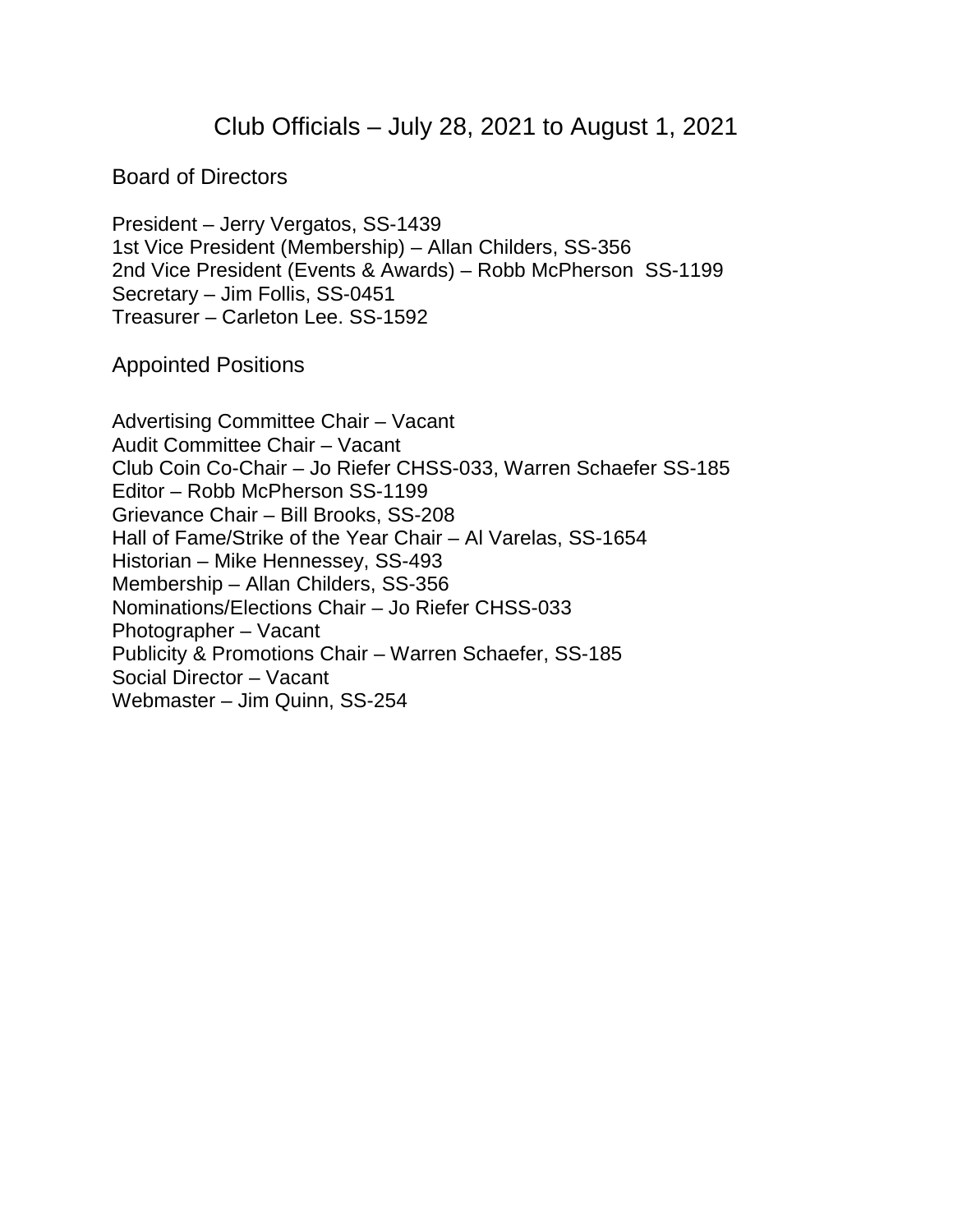# Club Officials – July 28, 2021 to August 1, 2021

## Board of Directors

President – Jerry Vergatos, SS-1439
1st Vice President (Membership) – Allan Childers, SS-356
2nd Vice President (Events & Awards) – Robb McPherson  SS-1199
Secretary – Jim Follis, SS-0451
Treasurer – Carleton Lee. SS-1592

## Appointed Positions

Advertising Committee Chair – Vacant
Audit Committee Chair – Vacant
Club Coin Co-Chair – Jo Riefer CHSS-033, Warren Schaefer SS-185
Editor – Robb McPherson SS-1199
Grievance Chair – Bill Brooks, SS-208
Hall of Fame/Strike of the Year Chair – Al Varelas, SS-1654
Historian – Mike Hennessey, SS-493
Membership – Allan Childers, SS-356
Nominations/Elections Chair – Jo Riefer CHSS-033
Photographer – Vacant
Publicity & Promotions Chair – Warren Schaefer, SS-185
Social Director – Vacant
Webmaster – Jim Quinn, SS-254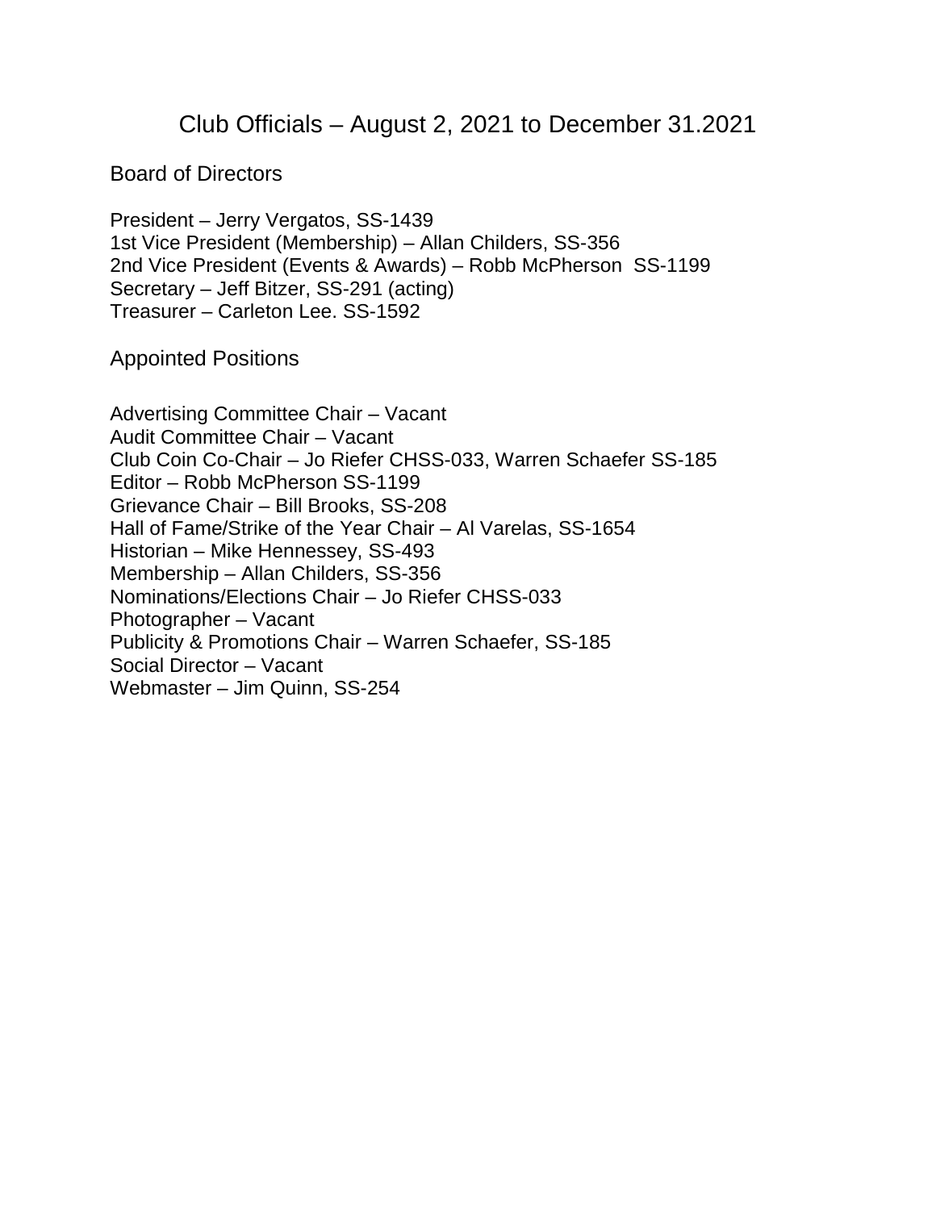# Club Officials – August 2, 2021 to December 31.2021

## Board of Directors

President – Jerry Vergatos, SS-1439
1st Vice President (Membership) – Allan Childers, SS-356
2nd Vice President (Events & Awards) – Robb McPherson SS-1199
Secretary – Jeff Bitzer, SS-291 (acting)
Treasurer – Carleton Lee. SS-1592

## Appointed Positions

Advertising Committee Chair – Vacant
Audit Committee Chair – Vacant
Club Coin Co-Chair – Jo Riefer CHSS-033, Warren Schaefer SS-185
Editor – Robb McPherson SS-1199
Grievance Chair – Bill Brooks, SS-208
Hall of Fame/Strike of the Year Chair – Al Varelas, SS-1654
Historian – Mike Hennessey, SS-493
Membership – Allan Childers, SS-356
Nominations/Elections Chair – Jo Riefer CHSS-033
Photographer – Vacant
Publicity & Promotions Chair – Warren Schaefer, SS-185
Social Director – Vacant
Webmaster – Jim Quinn, SS-254